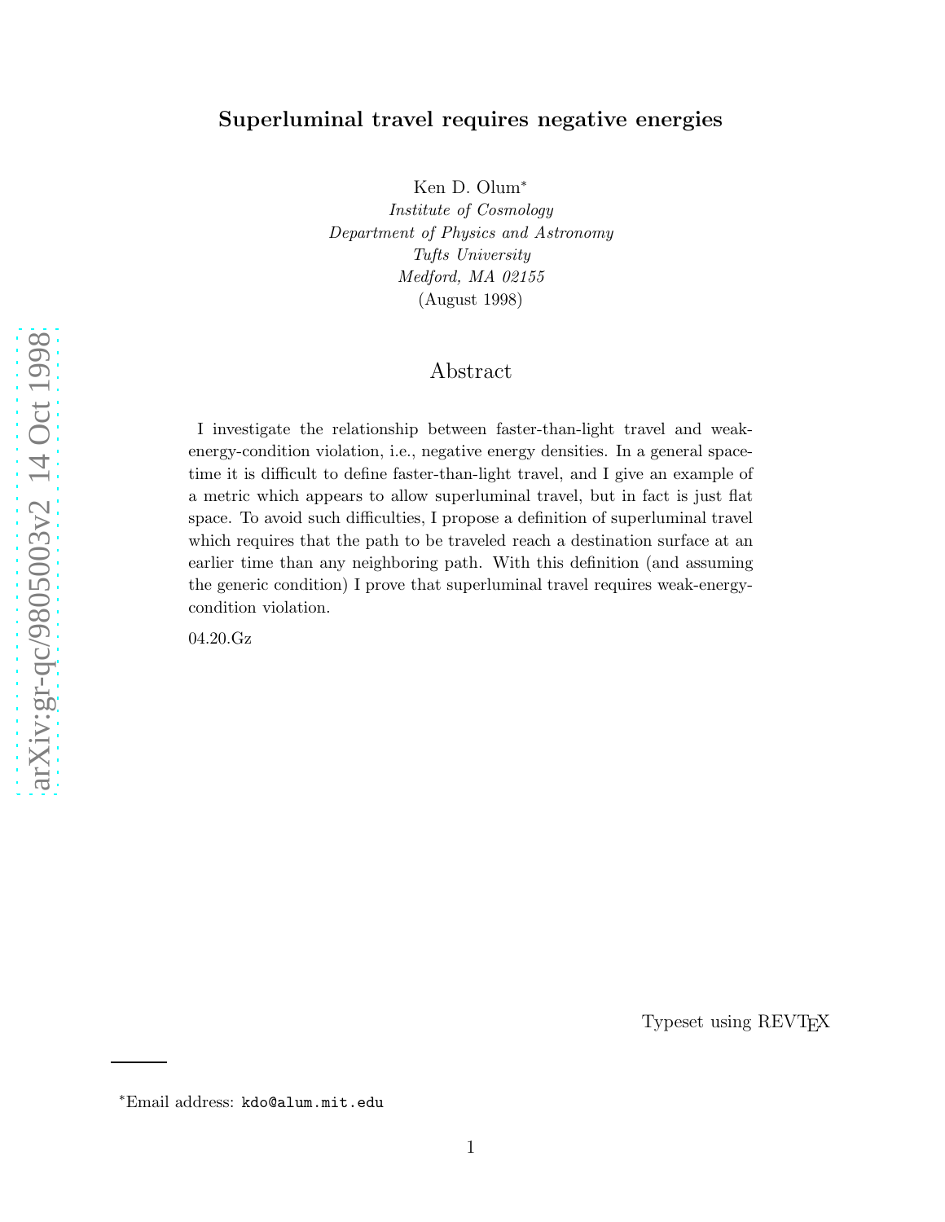# Superluminal travel requires negative energies

Ken D. Olum*

*Institute of Cosmology*
*Department of Physics and Astronomy*
*Tufts University*
*Medford, MA 02155*
(August 1998)

## Abstract

I investigate the relationship between faster-than-light travel and weak-energy-condition violation, i.e., negative energy densities. In a general spacetime it is difficult to define faster-than-light travel, and I give an example of a metric which appears to allow superluminal travel, but in fact is just flat space. To avoid such difficulties, I propose a definition of superluminal travel which requires that the path to be traveled reach a destination surface at an earlier time than any neighboring path. With this definition (and assuming the generic condition) I prove that superluminal travel requires weak-energy-condition violation.

04.20.Gz

Typeset using REVTEX

*Email address: `kdo@alum.mit.edu`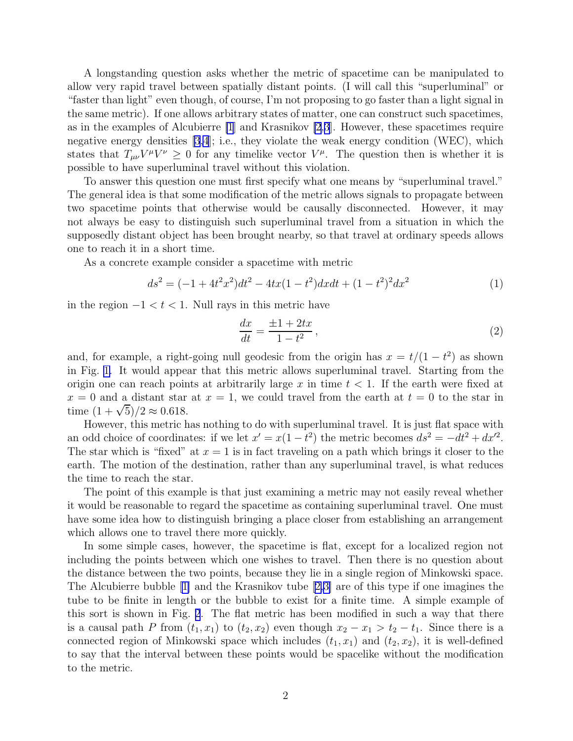A longstanding question asks whether the metric of spacetime can be manipulated to allow very rapid travel between spatially distant points. (I will call this "superluminal" or "faster than light" even though, of course, I'm not proposing to go faster than a light signal in the same metric). If one allows arbitrary states of matter, one can construct such spacetimes, as in the examples of Alcubierre [1] and Krasnikov [2,3]. However, these spacetimes require negative energy densities [3,4]; i.e., they violate the weak energy condition (WEC), which states that $T_{\mu\nu}V^\mu V^\nu \geq 0$ for any timelike vector $V^\mu$. The question then is whether it is possible to have superluminal travel without this violation.

To answer this question one must first specify what one means by "superluminal travel." The general idea is that some modification of the metric allows signals to propagate between two spacetime points that otherwise would be causally disconnected. However, it may not always be easy to distinguish such superluminal travel from a situation in which the supposedly distant object has been brought nearby, so that travel at ordinary speeds allows one to reach it in a short time.

As a concrete example consider a spacetime with metric

$$ds^2 = (-1 + 4t^2x^2)dt^2 - 4tx(1-t^2)dxdt + (1-t^2)^2dx^2 \tag{1}$$

in the region $-1 < t < 1$. Null rays in this metric have

$$\frac{dx}{dt} = \frac{\pm 1 + 2tx}{1 - t^2}\,, \tag{2}$$

and, for example, a right-going null geodesic from the origin has $x = t/(1-t^2)$ as shown in Fig. 1. It would appear that this metric allows superluminal travel. Starting from the origin one can reach points at arbitrarily large $x$ in time $t < 1$. If the earth were fixed at $x = 0$ and a distant star at $x = 1$, we could travel from the earth at $t = 0$ to the star in time $(1+\sqrt{5})/2 \approx 0.618$.

However, this metric has nothing to do with superluminal travel. It is just flat space with an odd choice of coordinates: if we let $x' = x(1-t^2)$ the metric becomes $ds^2 = -dt^2 + dx'^2$. The star which is "fixed" at $x = 1$ is in fact traveling on a path which brings it closer to the earth. The motion of the destination, rather than any superluminal travel, is what reduces the time to reach the star.

The point of this example is that just examining a metric may not easily reveal whether it would be reasonable to regard the spacetime as containing superluminal travel. One must have some idea how to distinguish bringing a place closer from establishing an arrangement which allows one to travel there more quickly.

In some simple cases, however, the spacetime is flat, except for a localized region not including the points between which one wishes to travel. Then there is no question about the distance between the two points, because they lie in a single region of Minkowski space. The Alcubierre bubble [1] and the Krasnikov tube [2,3] are of this type if one imagines the tube to be finite in length or the bubble to exist for a finite time. A simple example of this sort is shown in Fig. 2. The flat metric has been modified in such a way that there is a causal path $P$ from $(t_1, x_1)$ to $(t_2, x_2)$ even though $x_2 - x_1 > t_2 - t_1$. Since there is a connected region of Minkowski space which includes $(t_1, x_1)$ and $(t_2, x_2)$, it is well-defined to say that the interval between these points would be spacelike without the modification to the metric.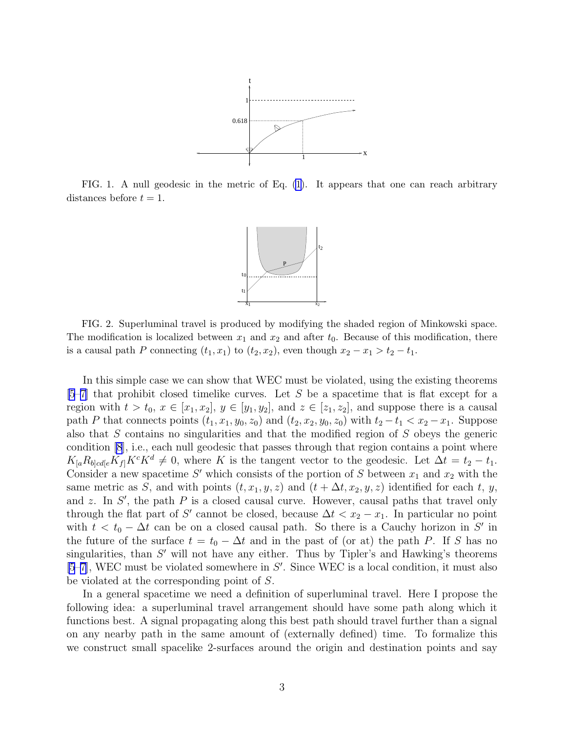FIG. 1. A null geodesic in the metric of Eq. (1). It appears that one can reach arbitrary distances before $t = 1$.

FIG. 2. Superluminal travel is produced by modifying the shaded region of Minkowski space. The modification is localized between $x_1$ and $x_2$ and after $t_0$. Because of this modification, there is a causal path $P$ connecting $(t_1, x_1)$ to $(t_2, x_2)$, even though $x_2 - x_1 > t_2 - t_1$.

In this simple case we can show that WEC must be violated, using the existing theorems [5–7] that prohibit closed timelike curves. Let $S$ be a spacetime that is flat except for a region with $t > t_0$, $x \in [x_1, x_2]$, $y \in [y_1, y_2]$, and $z \in [z_1, z_2]$, and suppose there is a causal path $P$ that connects points $(t_1, x_1, y_0, z_0)$ and $(t_2, x_2, y_0, z_0)$ with $t_2 - t_1 < x_2 - x_1$. Suppose also that $S$ contains no singularities and that the modified region of $S$ obeys the generic condition [8], i.e., each null geodesic that passes through that region contains a point where $K_{[a}R_{b]cd[e}K_{f]}K^cK^d \neq 0$, where $K$ is the tangent vector to the geodesic. Let $\Delta t = t_2 - t_1$. Consider a new spacetime $S'$ which consists of the portion of $S$ between $x_1$ and $x_2$ with the same metric as $S$, and with points $(t, x_1, y, z)$ and $(t + \Delta t, x_2, y, z)$ identified for each $t$, $y$, and $z$. In $S'$, the path $P$ is a closed causal curve. However, causal paths that travel only through the flat part of $S'$ cannot be closed, because $\Delta t < x_2 - x_1$. In particular no point with $t < t_0 - \Delta t$ can be on a closed causal path. So there is a Cauchy horizon in $S'$ in the future of the surface $t = t_0 - \Delta t$ and in the past of (or at) the path $P$. If $S$ has no singularities, than $S'$ will not have any either. Thus by Tipler's and Hawking's theorems [5–7], WEC must be violated somewhere in $S'$. Since WEC is a local condition, it must also be violated at the corresponding point of $S$.

In a general spacetime we need a definition of superluminal travel. Here I propose the following idea: a superluminal travel arrangement should have some path along which it functions best. A signal propagating along this best path should travel further than a signal on any nearby path in the same amount of (externally defined) time. To formalize this we construct small spacelike 2-surfaces around the origin and destination points and say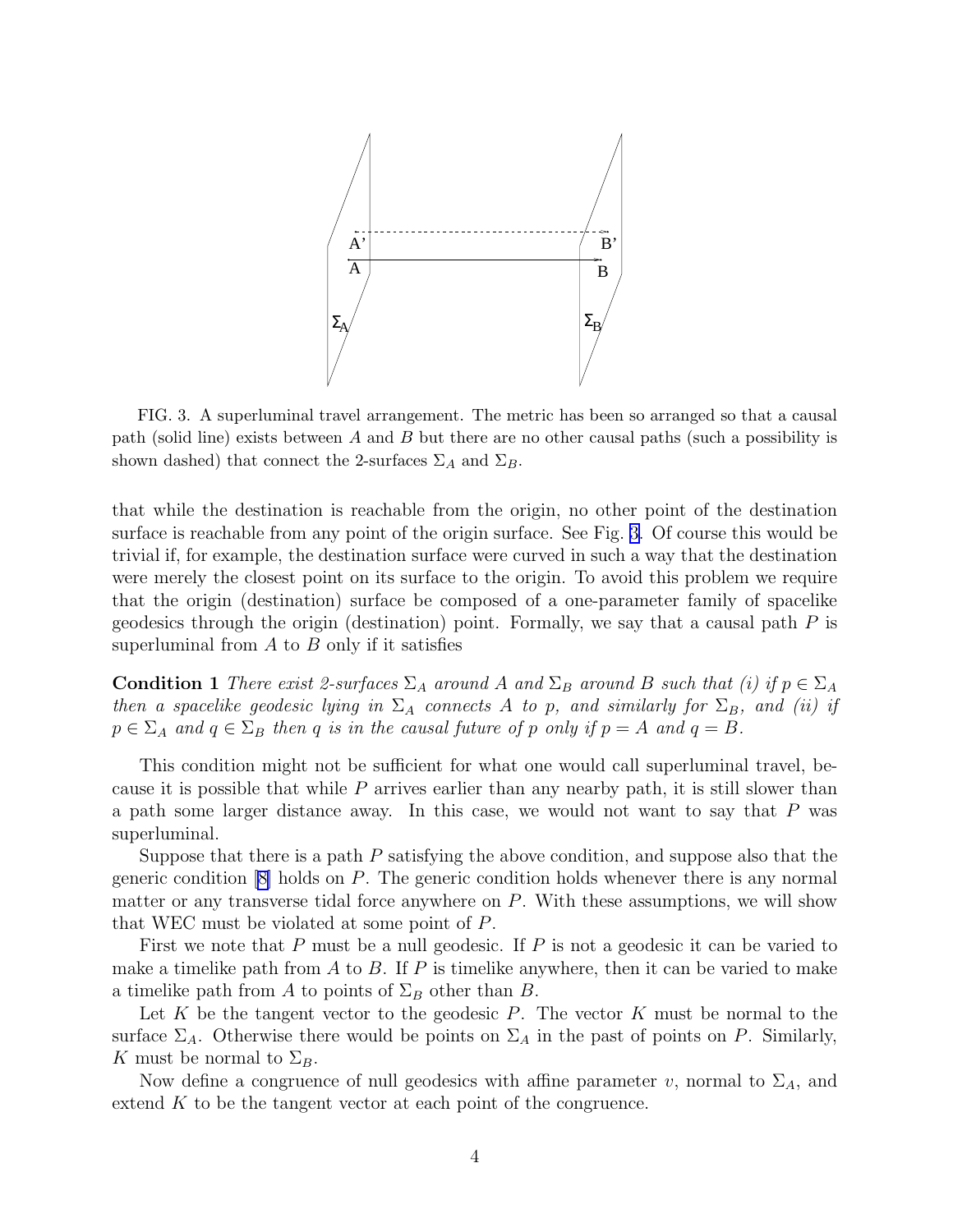FIG. 3. A superluminal travel arrangement. The metric has been so arranged so that a causal path (solid line) exists between $A$ and $B$ but there are no other causal paths (such a possibility is shown dashed) that connect the 2-surfaces $\Sigma_A$ and $\Sigma_B$.

that while the destination is reachable from the origin, no other point of the destination surface is reachable from any point of the origin surface. See Fig. 3. Of course this would be trivial if, for example, the destination surface were curved in such a way that the destination were merely the closest point on its surface to the origin. To avoid this problem we require that the origin (destination) surface be composed of a one-parameter family of spacelike geodesics through the origin (destination) point. Formally, we say that a causal path $P$ is superluminal from $A$ to $B$ only if it satisfies

**Condition 1** *There exist 2-surfaces $\Sigma_A$ around $A$ and $\Sigma_B$ around $B$ such that (i) if $p \in \Sigma_A$ then a spacelike geodesic lying in $\Sigma_A$ connects $A$ to $p$, and similarly for $\Sigma_B$, and (ii) if $p \in \Sigma_A$ and $q \in \Sigma_B$ then $q$ is in the causal future of $p$ only if $p = A$ and $q = B$.*

This condition might not be sufficient for what one would call superluminal travel, because it is possible that while $P$ arrives earlier than any nearby path, it is still slower than a path some larger distance away. In this case, we would not want to say that $P$ was superluminal.

Suppose that there is a path $P$ satisfying the above condition, and suppose also that the generic condition [8] holds on $P$. The generic condition holds whenever there is any normal matter or any transverse tidal force anywhere on $P$. With these assumptions, we will show that WEC must be violated at some point of $P$.

First we note that $P$ must be a null geodesic. If $P$ is not a geodesic it can be varied to make a timelike path from $A$ to $B$. If $P$ is timelike anywhere, then it can be varied to make a timelike path from $A$ to points of $\Sigma_B$ other than $B$.

Let $K$ be the tangent vector to the geodesic $P$. The vector $K$ must be normal to the surface $\Sigma_A$. Otherwise there would be points on $\Sigma_A$ in the past of points on $P$. Similarly, $K$ must be normal to $\Sigma_B$.

Now define a congruence of null geodesics with affine parameter $v$, normal to $\Sigma_A$, and extend $K$ to be the tangent vector at each point of the congruence.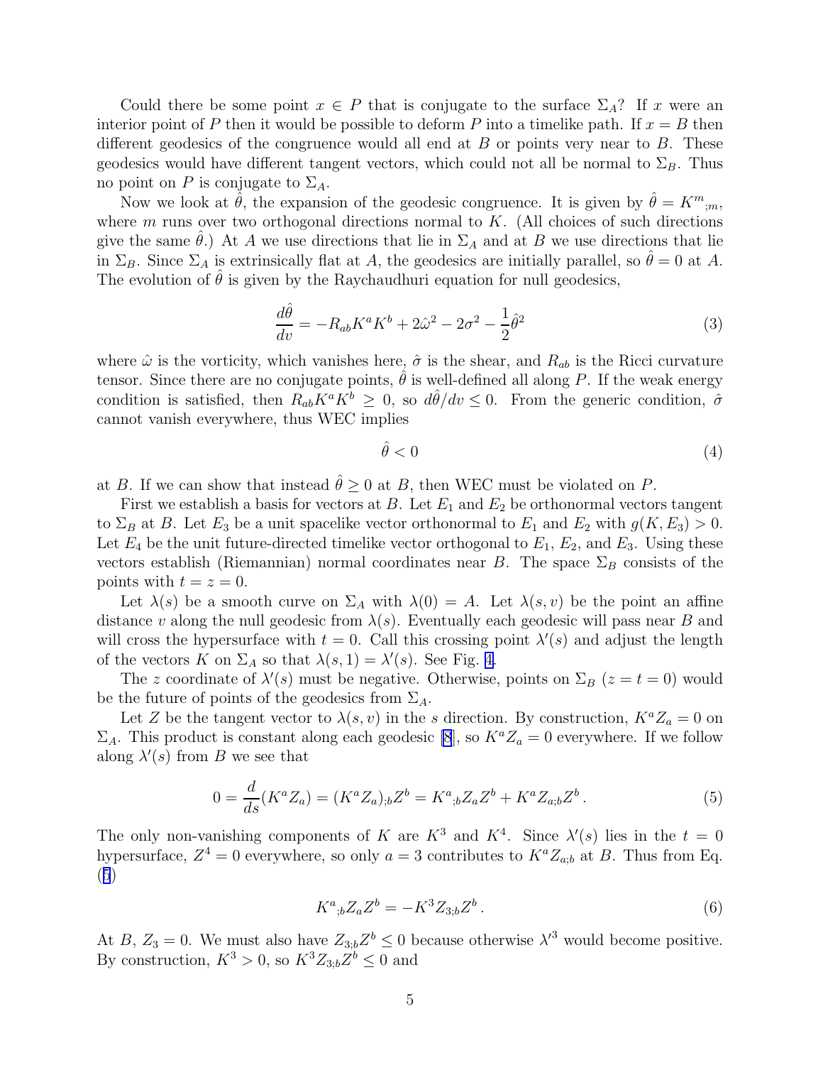Could there be some point $x \in P$ that is conjugate to the surface $\Sigma_A$? If $x$ were an interior point of $P$ then it would be possible to deform $P$ into a timelike path. If $x = B$ then different geodesics of the congruence would all end at $B$ or points very near to $B$. These geodesics would have different tangent vectors, which could not all be normal to $\Sigma_B$. Thus no point on $P$ is conjugate to $\Sigma_A$.

Now we look at $\hat{\theta}$, the expansion of the geodesic congruence. It is given by $\hat{\theta} = K^m{}_{;m}$, where $m$ runs over two orthogonal directions normal to $K$. (All choices of such directions give the same $\hat{\theta}$.) At $A$ we use directions that lie in $\Sigma_A$ and at $B$ we use directions that lie in $\Sigma_B$. Since $\Sigma_A$ is extrinsically flat at $A$, the geodesics are initially parallel, so $\hat{\theta} = 0$ at $A$. The evolution of $\hat{\theta}$ is given by the Raychaudhuri equation for null geodesics,

$$\frac{d\hat{\theta}}{dv} = -R_{ab}K^a K^b + 2\hat{\omega}^2 - 2\sigma^2 - \frac{1}{2}\hat{\theta}^2 \tag{3}$$

where $\hat{\omega}$ is the vorticity, which vanishes here, $\hat{\sigma}$ is the shear, and $R_{ab}$ is the Ricci curvature tensor. Since there are no conjugate points, $\hat{\theta}$ is well-defined all along $P$. If the weak energy condition is satisfied, then $R_{ab}K^a K^b \geq 0$, so $d\hat{\theta}/dv \leq 0$. From the generic condition, $\hat{\sigma}$ cannot vanish everywhere, thus WEC implies

$$\hat{\theta} < 0 \tag{4}$$

at $B$. If we can show that instead $\hat{\theta} \geq 0$ at $B$, then WEC must be violated on $P$.

First we establish a basis for vectors at $B$. Let $E_1$ and $E_2$ be orthonormal vectors tangent to $\Sigma_B$ at $B$. Let $E_3$ be a unit spacelike vector orthonormal to $E_1$ and $E_2$ with $g(K, E_3) > 0$. Let $E_4$ be the unit future-directed timelike vector orthogonal to $E_1$, $E_2$, and $E_3$. Using these vectors establish (Riemannian) normal coordinates near $B$. The space $\Sigma_B$ consists of the points with $t = z = 0$.

Let $\lambda(s)$ be a smooth curve on $\Sigma_A$ with $\lambda(0) = A$. Let $\lambda(s, v)$ be the point an affine distance $v$ along the null geodesic from $\lambda(s)$. Eventually each geodesic will pass near $B$ and will cross the hypersurface with $t = 0$. Call this crossing point $\lambda'(s)$ and adjust the length of the vectors $K$ on $\Sigma_A$ so that $\lambda(s, 1) = \lambda'(s)$. See Fig. 4.

The $z$ coordinate of $\lambda'(s)$ must be negative. Otherwise, points on $\Sigma_B$ ($z = t = 0$) would be the future of points of the geodesics from $\Sigma_A$.

Let $Z$ be the tangent vector to $\lambda(s, v)$ in the $s$ direction. By construction, $K^a Z_a = 0$ on $\Sigma_A$. This product is constant along each geodesic [8], so $K^a Z_a = 0$ everywhere. If we follow along $\lambda'(s)$ from $B$ we see that

$$0 = \frac{d}{ds}(K^a Z_a) = (K^a Z_a)_{;b} Z^b = K^a{}_{;b} Z_a Z^b + K^a Z_{a;b} Z^b \,. \tag{5}$$

The only non-vanishing components of $K$ are $K^3$ and $K^4$. Since $\lambda'(s)$ lies in the $t = 0$ hypersurface, $Z^4 = 0$ everywhere, so only $a = 3$ contributes to $K^a Z_{a;b}$ at $B$. Thus from Eq. (5)

$$K^a{}_{;b} Z_a Z^b = -K^3 Z_{3;b} Z^b \,. \tag{6}$$

At $B$, $Z_3 = 0$. We must also have $Z_{3;b} Z^b \leq 0$ because otherwise $\lambda'^3$ would become positive. By construction, $K^3 > 0$, so $K^3 Z_{3;b} Z^b \leq 0$ and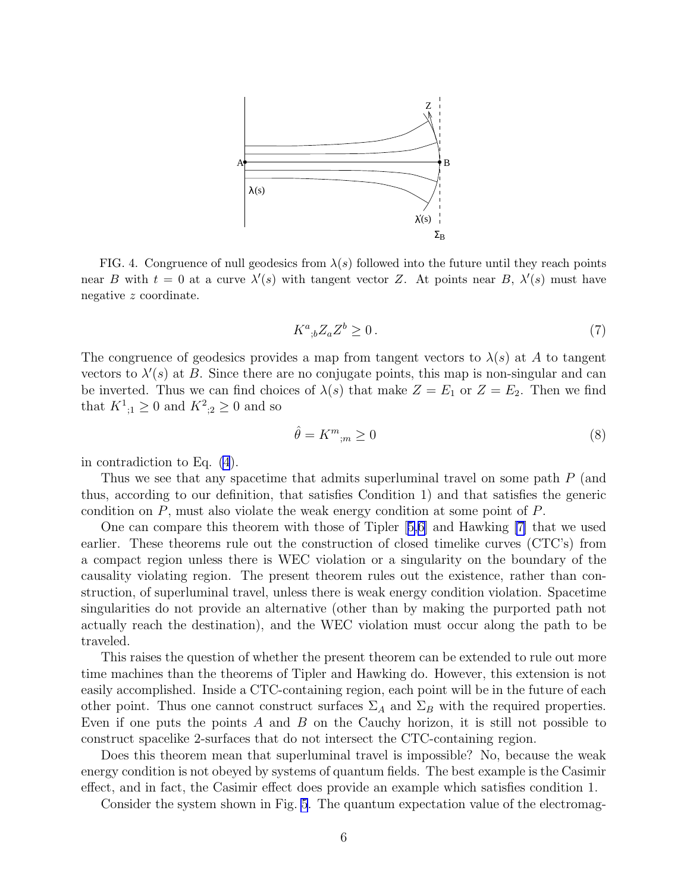FIG. 4. Congruence of null geodesics from $\lambda(s)$ followed into the future until they reach points near $B$ with $t = 0$ at a curve $\lambda'(s)$ with tangent vector $Z$. At points near $B$, $\lambda'(s)$ must have negative $z$ coordinate.

$$K^a{}_{;b} Z_a Z^b \geq 0\,. \tag{7}$$

The congruence of geodesics provides a map from tangent vectors to $\lambda(s)$ at $A$ to tangent vectors to $\lambda'(s)$ at $B$. Since there are no conjugate points, this map is non-singular and can be inverted. Thus we can find choices of $\lambda(s)$ that make $Z = E_1$ or $Z = E_2$. Then we find that $K^1{}_{;1} \geq 0$ and $K^2{}_{;2} \geq 0$ and so

$$\hat{\theta} = K^m{}_{;m} \geq 0 \tag{8}$$

in contradiction to Eq. (4).

Thus we see that any spacetime that admits superluminal travel on some path $P$ (and thus, according to our definition, that satisfies Condition 1) and that satisfies the generic condition on $P$, must also violate the weak energy condition at some point of $P$.

One can compare this theorem with those of Tipler [5,6] and Hawking [7] that we used earlier. These theorems rule out the construction of closed timelike curves (CTC's) from a compact region unless there is WEC violation or a singularity on the boundary of the causality violating region. The present theorem rules out the existence, rather than construction, of superluminal travel, unless there is weak energy condition violation. Spacetime singularities do not provide an alternative (other than by making the purported path not actually reach the destination), and the WEC violation must occur along the path to be traveled.

This raises the question of whether the present theorem can be extended to rule out more time machines than the theorems of Tipler and Hawking do. However, this extension is not easily accomplished. Inside a CTC-containing region, each point will be in the future of each other point. Thus one cannot construct surfaces $\Sigma_A$ and $\Sigma_B$ with the required properties. Even if one puts the points $A$ and $B$ on the Cauchy horizon, it is still not possible to construct spacelike 2-surfaces that do not intersect the CTC-containing region.

Does this theorem mean that superluminal travel is impossible? No, because the weak energy condition is not obeyed by systems of quantum fields. The best example is the Casimir effect, and in fact, the Casimir effect does provide an example which satisfies condition 1.

Consider the system shown in Fig. 5. The quantum expectation value of the electromag-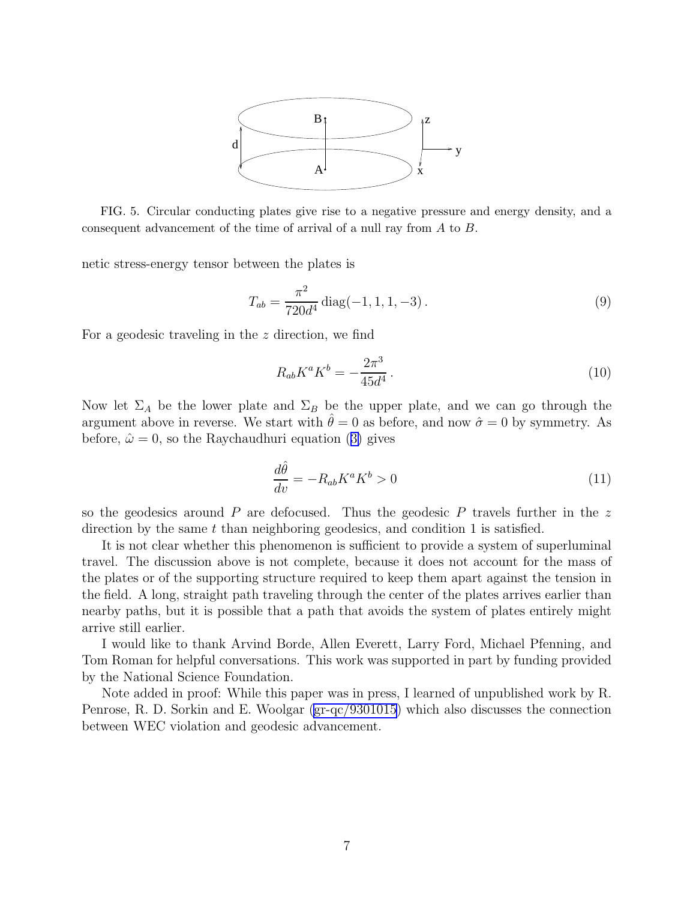FIG. 5. Circular conducting plates give rise to a negative pressure and energy density, and a consequent advancement of the time of arrival of a null ray from $A$ to $B$.

netic stress-energy tensor between the plates is

$$T_{ab} = \frac{\pi^2}{720 d^4} \operatorname{diag}(-1, 1, 1, -3)\,. \tag{9}$$

For a geodesic traveling in the $z$ direction, we find

$$R_{ab} K^a K^b = -\frac{2\pi^3}{45 d^4}\,. \tag{10}$$

Now let $\Sigma_A$ be the lower plate and $\Sigma_B$ be the upper plate, and we can go through the argument above in reverse. We start with $\hat{\theta} = 0$ as before, and now $\hat{\sigma} = 0$ by symmetry. As before, $\hat{\omega} = 0$, so the Raychaudhuri equation (3) gives

$$\frac{d\hat{\theta}}{dv} = -R_{ab} K^a K^b > 0 \tag{11}$$

so the geodesics around $P$ are defocused. Thus the geodesic $P$ travels further in the $z$ direction by the same $t$ than neighboring geodesics, and condition 1 is satisfied.

It is not clear whether this phenomenon is sufficient to provide a system of superluminal travel. The discussion above is not complete, because it does not account for the mass of the plates or of the supporting structure required to keep them apart against the tension in the field. A long, straight path traveling through the center of the plates arrives earlier than nearby paths, but it is possible that a path that avoids the system of plates entirely might arrive still earlier.

I would like to thank Arvind Borde, Allen Everett, Larry Ford, Michael Pfenning, and Tom Roman for helpful conversations. This work was supported in part by funding provided by the National Science Foundation.

Note added in proof: While this paper was in press, I learned of unpublished work by R. Penrose, R. D. Sorkin and E. Woolgar (gr-qc/9301015) which also discusses the connection between WEC violation and geodesic advancement.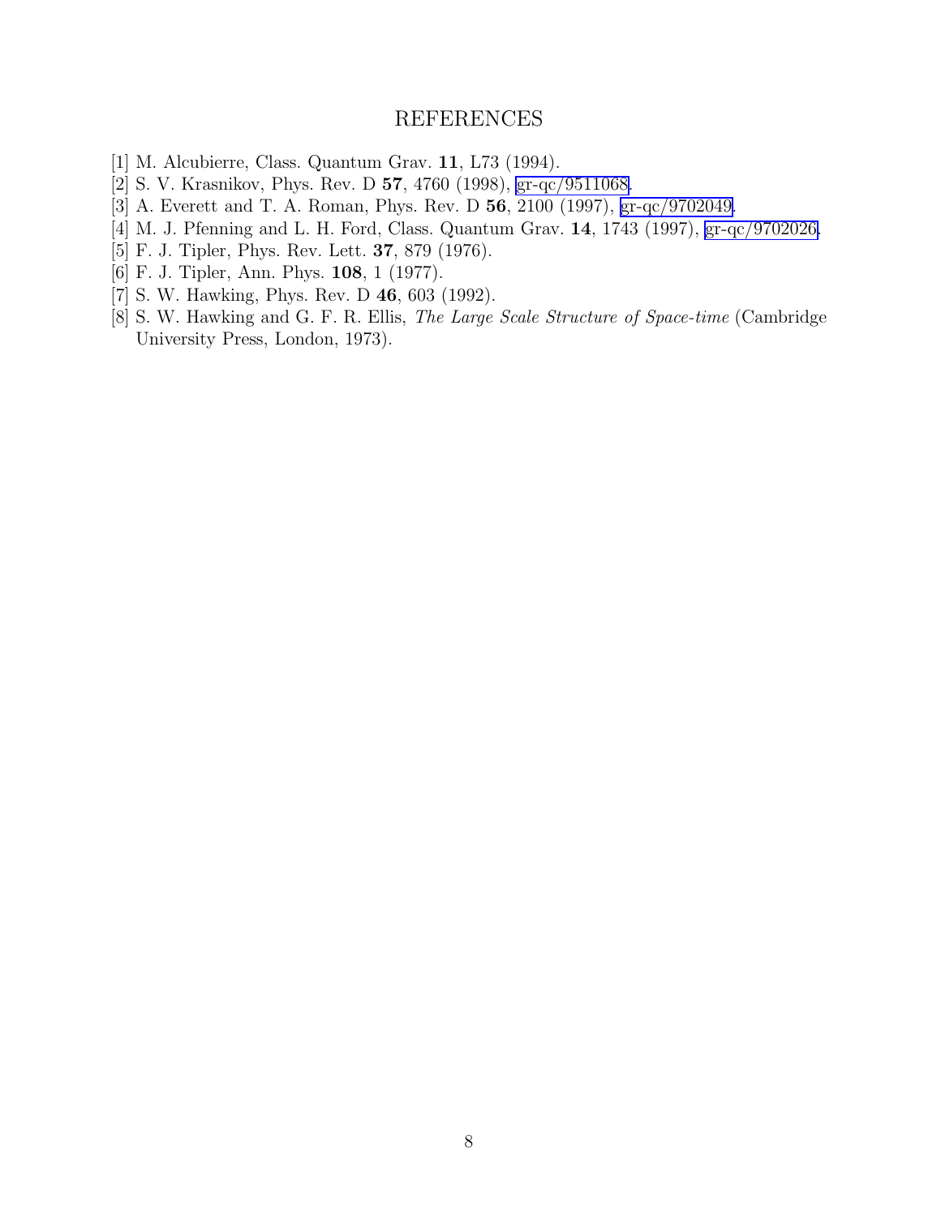## REFERENCES

[1] M. Alcubierre, Class. Quantum Grav. **11**, L73 (1994).

[2] S. V. Krasnikov, Phys. Rev. D **57**, 4760 (1998), gr-qc/9511068.

[3] A. Everett and T. A. Roman, Phys. Rev. D **56**, 2100 (1997), gr-qc/9702049.

[4] M. J. Pfenning and L. H. Ford, Class. Quantum Grav. **14**, 1743 (1997), gr-qc/9702026.

[5] F. J. Tipler, Phys. Rev. Lett. **37**, 879 (1976).

[6] F. J. Tipler, Ann. Phys. **108**, 1 (1977).

[7] S. W. Hawking, Phys. Rev. D **46**, 603 (1992).

[8] S. W. Hawking and G. F. R. Ellis, *The Large Scale Structure of Space-time* (Cambridge University Press, London, 1973).